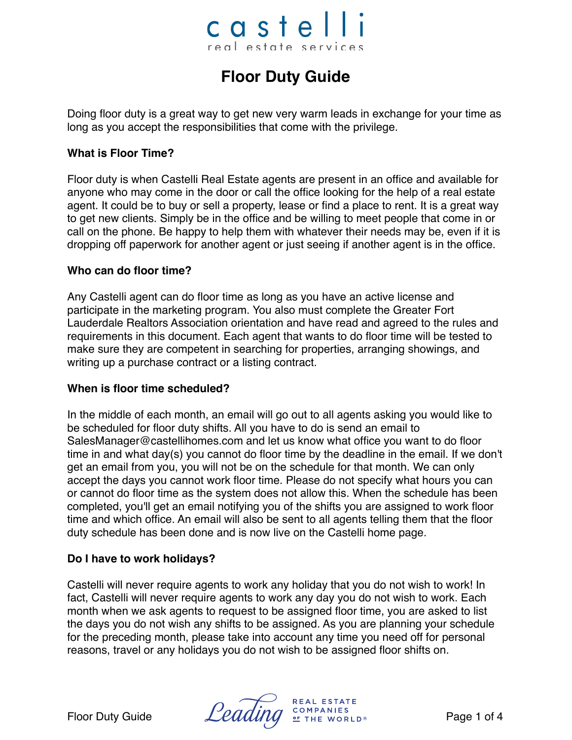castelli
real estate services

# Floor Duty Guide

Doing floor duty is a great way to get new very warm leads in exchange for your time as long as you accept the responsibilities that come with the privilege.

**What is Floor Time?**

Floor duty is when Castelli Real Estate agents are present in an office and available for anyone who may come in the door or call the office looking for the help of a real estate agent. It could be to buy or sell a property, lease or find a place to rent. It is a great way to get new clients. Simply be in the office and be willing to meet people that come in or call on the phone. Be happy to help them with whatever their needs may be, even if it is dropping off paperwork for another agent or just seeing if another agent is in the office.

**Who can do floor time?**

Any Castelli agent can do floor time as long as you have an active license and participate in the marketing program. You also must complete the Greater Fort Lauderdale Realtors Association orientation and have read and agreed to the rules and requirements in this document. Each agent that wants to do floor time will be tested to make sure they are competent in searching for properties, arranging showings, and writing up a purchase contract or a listing contract.

**When is floor time scheduled?**

In the middle of each month, an email will go out to all agents asking you would like to be scheduled for floor duty shifts. All you have to do is send an email to SalesManager@castellihomes.com and let us know what office you want to do floor time in and what day(s) you cannot do floor time by the deadline in the email. If we don't get an email from you, you will not be on the schedule for that month. We can only accept the days you cannot work floor time. Please do not specify what hours you can or cannot do floor time as the system does not allow this. When the schedule has been completed, you'll get an email notifying you of the shifts you are assigned to work floor time and which office. An email will also be sent to all agents telling them that the floor duty schedule has been done and is now live on the Castelli home page.

**Do I have to work holidays?**

Castelli will never require agents to work any holiday that you do not wish to work! In fact, Castelli will never require agents to work any day you do not wish to work. Each month when we ask agents to request to be assigned floor time, you are asked to list the days you do not wish any shifts to be assigned. As you are planning your schedule for the preceding month, please take into account any time you need off for personal reasons, travel or any holidays you do not wish to be assigned floor shifts on.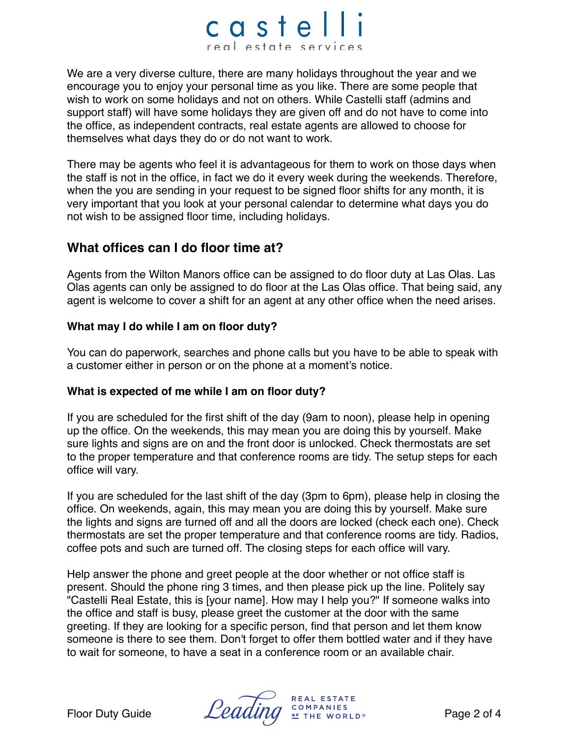We are a very diverse culture, there are many holidays throughout the year and we encourage you to enjoy your personal time as you like. There are some people that wish to work on some holidays and not on others. While Castelli staff (admins and support staff) will have some holidays they are given off and do not have to come into the office, as independent contracts, real estate agents are allowed to choose for themselves what days they do or do not want to work.

There may be agents who feel it is advantageous for them to work on those days when the staff is not in the office, in fact we do it every week during the weekends. Therefore, when the you are sending in your request to be signed floor shifts for any month, it is very important that you look at your personal calendar to determine what days you do not wish to be assigned floor time, including holidays.

## What offices can I do floor time at?

Agents from the Wilton Manors office can be assigned to do floor duty at Las Olas. Las Olas agents can only be assigned to do floor at the Las Olas office. That being said, any agent is welcome to cover a shift for an agent at any other office when the need arises.

### What may I do while I am on floor duty?

You can do paperwork, searches and phone calls but you have to be able to speak with a customer either in person or on the phone at a moment's notice.

### What is expected of me while I am on floor duty?

If you are scheduled for the first shift of the day (9am to noon), please help in opening up the office. On the weekends, this may mean you are doing this by yourself. Make sure lights and signs are on and the front door is unlocked. Check thermostats are set to the proper temperature and that conference rooms are tidy. The setup steps for each office will vary.

If you are scheduled for the last shift of the day (3pm to 6pm), please help in closing the office. On weekends, again, this may mean you are doing this by yourself. Make sure the lights and signs are turned off and all the doors are locked (check each one). Check thermostats are set the proper temperature and that conference rooms are tidy. Radios, coffee pots and such are turned off. The closing steps for each office will vary.

Help answer the phone and greet people at the door whether or not office staff is present. Should the phone ring 3 times, and then please pick up the line. Politely say "Castelli Real Estate, this is [your name]. How may I help you?" If someone walks into the office and staff is busy, please greet the customer at the door with the same greeting. If they are looking for a specific person, find that person and let them know someone is there to see them. Don't forget to offer them bottled water and if they have to wait for someone, to have a seat in a conference room or an available chair.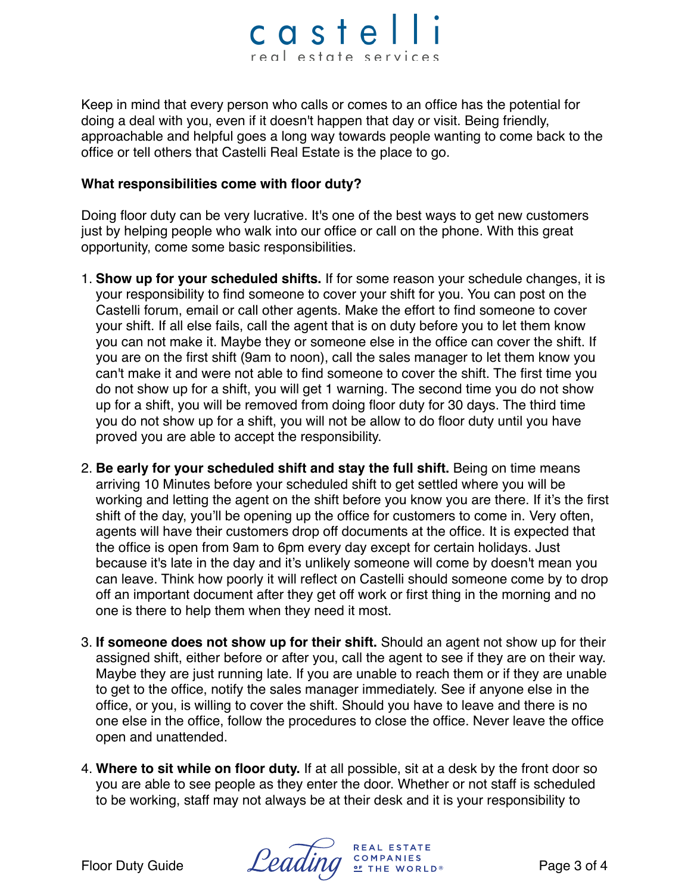Keep in mind that every person who calls or comes to an office has the potential for doing a deal with you, even if it doesn't happen that day or visit. Being friendly, approachable and helpful goes a long way towards people wanting to come back to the office or tell others that Castelli Real Estate is the place to go.

**What responsibilities come with floor duty?**

Doing floor duty can be very lucrative. It's one of the best ways to get new customers just by helping people who walk into our office or call on the phone. With this great opportunity, come some basic responsibilities.

1. **Show up for your scheduled shifts.** If for some reason your schedule changes, it is your responsibility to find someone to cover your shift for you. You can post on the Castelli forum, email or call other agents. Make the effort to find someone to cover your shift. If all else fails, call the agent that is on duty before you to let them know you can not make it. Maybe they or someone else in the office can cover the shift. If you are on the first shift (9am to noon), call the sales manager to let them know you can't make it and were not able to find someone to cover the shift. The first time you do not show up for a shift, you will get 1 warning. The second time you do not show up for a shift, you will be removed from doing floor duty for 30 days. The third time you do not show up for a shift, you will not be allow to do floor duty until you have proved you are able to accept the responsibility.

2. **Be early for your scheduled shift and stay the full shift.** Being on time means arriving 10 Minutes before your scheduled shift to get settled where you will be working and letting the agent on the shift before you know you are there. If it's the first shift of the day, you'll be opening up the office for customers to come in. Very often, agents will have their customers drop off documents at the office. It is expected that the office is open from 9am to 6pm every day except for certain holidays. Just because it's late in the day and it's unlikely someone will come by doesn't mean you can leave. Think how poorly it will reflect on Castelli should someone come by to drop off an important document after they get off work or first thing in the morning and no one is there to help them when they need it most.

3. **If someone does not show up for their shift.** Should an agent not show up for their assigned shift, either before or after you, call the agent to see if they are on their way. Maybe they are just running late. If you are unable to reach them or if they are unable to get to the office, notify the sales manager immediately. See if anyone else in the office, or you, is willing to cover the shift. Should you have to leave and there is no one else in the office, follow the procedures to close the office. Never leave the office open and unattended.

4. **Where to sit while on floor duty.** If at all possible, sit at a desk by the front door so you are able to see people as they enter the door. Whether or not staff is scheduled to be working, staff may not always be at their desk and it is your responsibility to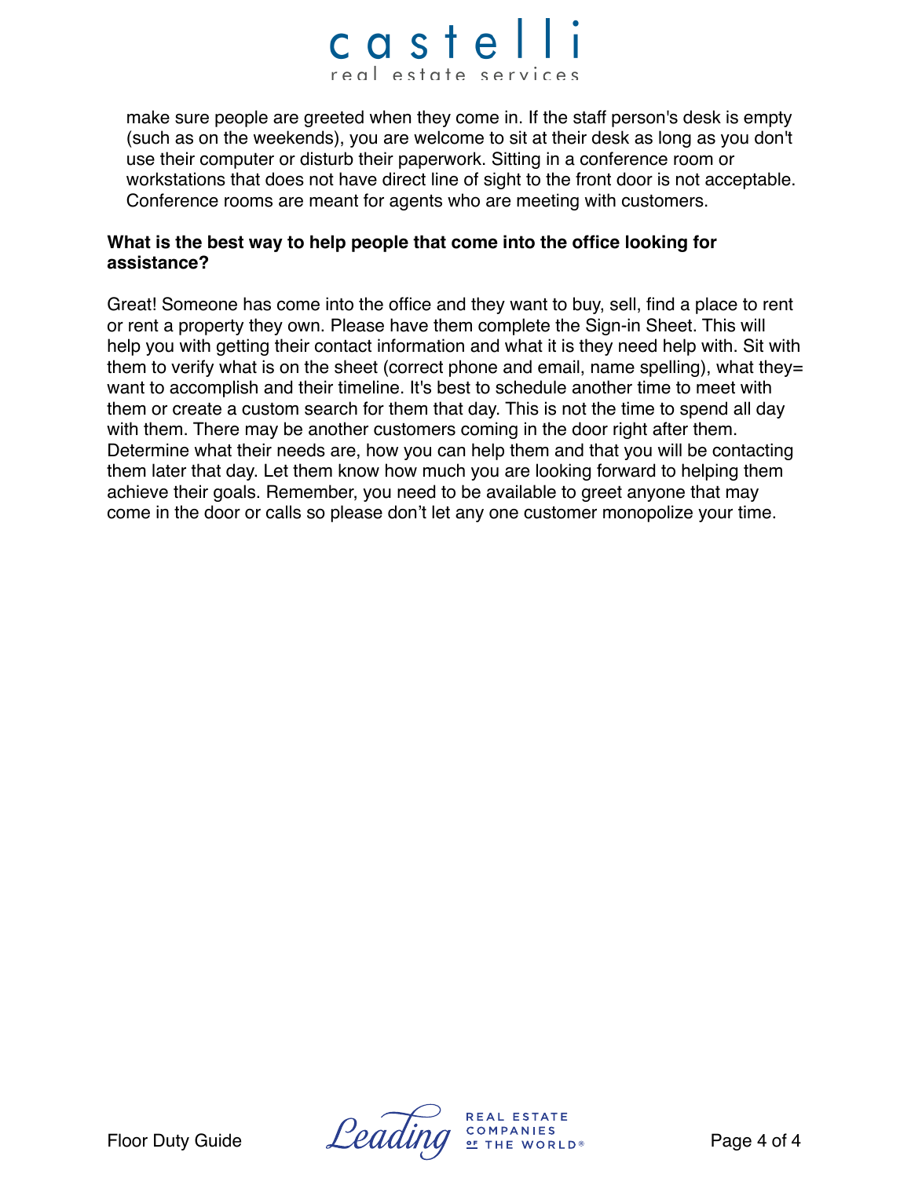make sure people are greeted when they come in. If the staff person's desk is empty (such as on the weekends), you are welcome to sit at their desk as long as you don't use their computer or disturb their paperwork. Sitting in a conference room or workstations that does not have direct line of sight to the front door is not acceptable. Conference rooms are meant for agents who are meeting with customers.

**What is the best way to help people that come into the office looking for assistance?**

Great! Someone has come into the office and they want to buy, sell, find a place to rent or rent a property they own. Please have them complete the Sign-in Sheet. This will help you with getting their contact information and what it is they need help with. Sit with them to verify what is on the sheet (correct phone and email, name spelling), what they= want to accomplish and their timeline. It's best to schedule another time to meet with them or create a custom search for them that day. This is not the time to spend all day with them. There may be another customers coming in the door right after them. Determine what their needs are, how you can help them and that you will be contacting them later that day. Let them know how much you are looking forward to helping them achieve their goals. Remember, you need to be available to greet anyone that may come in the door or calls so please don't let any one customer monopolize your time.